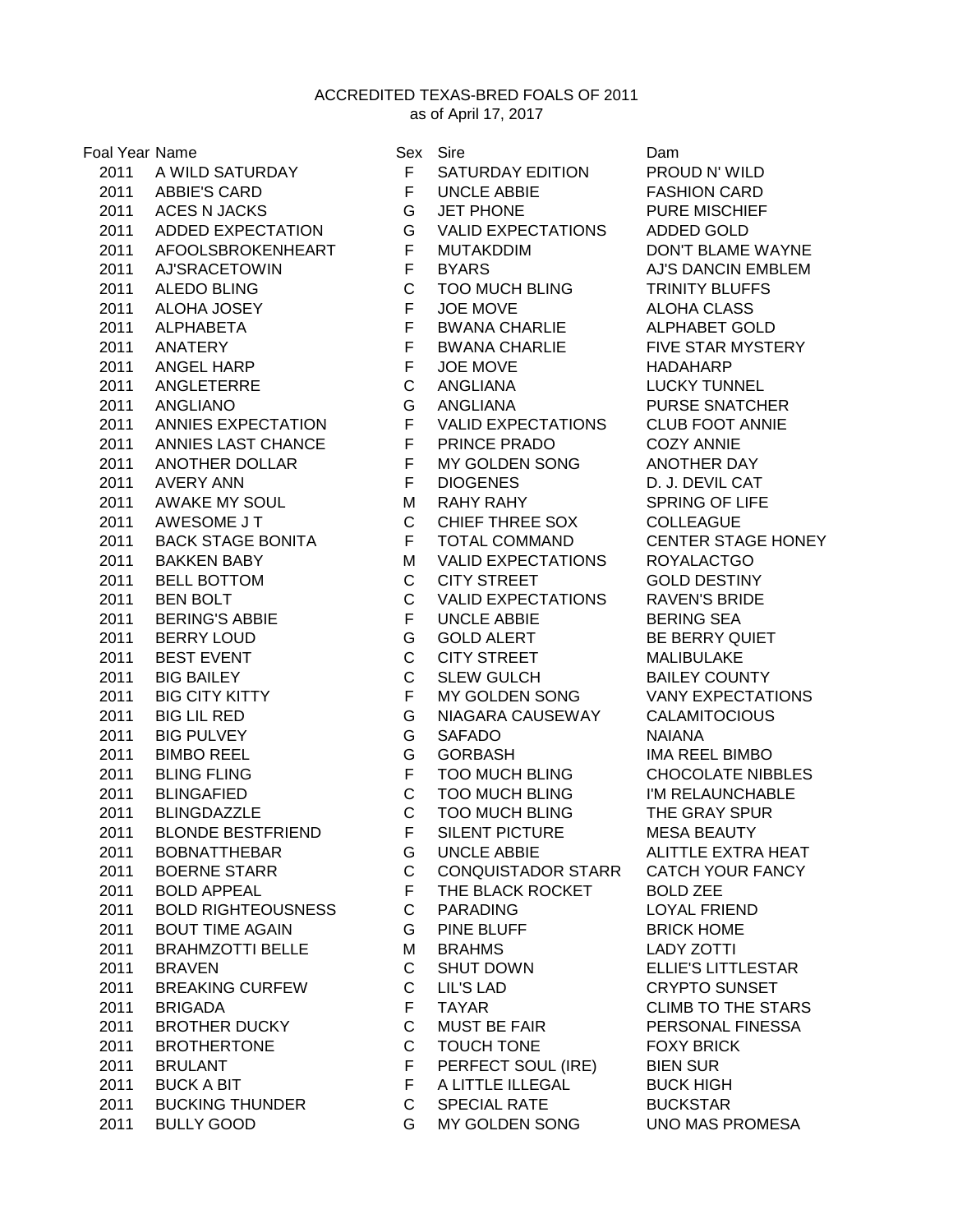# ACCREDITED TEXAS-BRED FOALS OF 2011

as of April 17, 2017

| Foal Year | Name | Sex | Sire | Dam |
|---|---|---|---|---|
| 2011 | A WILD SATURDAY | F | SATURDAY EDITION | PROUD N' WILD |
| 2011 | ABBIE'S CARD | F | UNCLE ABBIE | FASHION CARD |
| 2011 | ACES N JACKS | G | JET PHONE | PURE MISCHIEF |
| 2011 | ADDED EXPECTATION | G | VALID EXPECTATIONS | ADDED GOLD |
| 2011 | AFOOLSBROKENHEART | F | MUTAKDDIM | DON'T BLAME WAYNE |
| 2011 | AJ'SRACETOWIN | F | BYARS | AJ'S DANCIN EMBLEM |
| 2011 | ALEDO BLING | C | TOO MUCH BLING | TRINITY BLUFFS |
| 2011 | ALOHA JOSEY | F | JOE MOVE | ALOHA CLASS |
| 2011 | ALPHABETA | F | BWANA CHARLIE | ALPHABET GOLD |
| 2011 | ANATERY | F | BWANA CHARLIE | FIVE STAR MYSTERY |
| 2011 | ANGEL HARP | F | JOE MOVE | HADAHARP |
| 2011 | ANGLETERRE | C | ANGLIANA | LUCKY TUNNEL |
| 2011 | ANGLIANO | G | ANGLIANA | PURSE SNATCHER |
| 2011 | ANNIES EXPECTATION | F | VALID EXPECTATIONS | CLUB FOOT ANNIE |
| 2011 | ANNIES LAST CHANCE | F | PRINCE PRADO | COZY ANNIE |
| 2011 | ANOTHER DOLLAR | F | MY GOLDEN SONG | ANOTHER DAY |
| 2011 | AVERY ANN | F | DIOGENES | D. J. DEVIL CAT |
| 2011 | AWAKE MY SOUL | M | RAHY RAHY | SPRING OF LIFE |
| 2011 | AWESOME J T | C | CHIEF THREE SOX | COLLEAGUE |
| 2011 | BACK STAGE BONITA | F | TOTAL COMMAND | CENTER STAGE HONEY |
| 2011 | BAKKEN BABY | M | VALID EXPECTATIONS | ROYALACTGO |
| 2011 | BELL BOTTOM | C | CITY STREET | GOLD DESTINY |
| 2011 | BEN BOLT | C | VALID EXPECTATIONS | RAVEN'S BRIDE |
| 2011 | BERING'S ABBIE | F | UNCLE ABBIE | BERING SEA |
| 2011 | BERRY LOUD | G | GOLD ALERT | BE BERRY QUIET |
| 2011 | BEST EVENT | C | CITY STREET | MALIBULAKE |
| 2011 | BIG BAILEY | C | SLEW GULCH | BAILEY COUNTY |
| 2011 | BIG CITY KITTY | F | MY GOLDEN SONG | VANY EXPECTATIONS |
| 2011 | BIG LIL RED | G | NIAGARA CAUSEWAY | CALAMITOCIOUS |
| 2011 | BIG PULVEY | G | SAFADO | NAIANA |
| 2011 | BIMBO REEL | G | GORBASH | IMA REEL BIMBO |
| 2011 | BLING FLING | F | TOO MUCH BLING | CHOCOLATE NIBBLES |
| 2011 | BLINGAFIED | C | TOO MUCH BLING | I'M RELAUNCHABLE |
| 2011 | BLINGDAZZLE | C | TOO MUCH BLING | THE GRAY SPUR |
| 2011 | BLONDE BESTFRIEND | F | SILENT PICTURE | MESA BEAUTY |
| 2011 | BOBNATTHEBAR | G | UNCLE ABBIE | ALITTLE EXTRA HEAT |
| 2011 | BOERNE STARR | C | CONQUISTADOR STARR | CATCH YOUR FANCY |
| 2011 | BOLD APPEAL | F | THE BLACK ROCKET | BOLD ZEE |
| 2011 | BOLD RIGHTEOUSNESS | C | PARADING | LOYAL FRIEND |
| 2011 | BOUT TIME AGAIN | G | PINE BLUFF | BRICK HOME |
| 2011 | BRAHMZOTTI BELLE | M | BRAHMS | LADY ZOTTI |
| 2011 | BRAVEN | C | SHUT DOWN | ELLIE'S LITTLESTAR |
| 2011 | BREAKING CURFEW | C | LIL'S LAD | CRYPTO SUNSET |
| 2011 | BRIGADA | F | TAYAR | CLIMB TO THE STARS |
| 2011 | BROTHER DUCKY | C | MUST BE FAIR | PERSONAL FINESSA |
| 2011 | BROTHERTONE | C | TOUCH TONE | FOXY BRICK |
| 2011 | BRULANT | F | PERFECT SOUL (IRE) | BIEN SUR |
| 2011 | BUCK A BIT | F | A LITTLE ILLEGAL | BUCK HIGH |
| 2011 | BUCKING THUNDER | C | SPECIAL RATE | BUCKSTAR |
| 2011 | BULLY GOOD | G | MY GOLDEN SONG | UNO MAS PROMESA |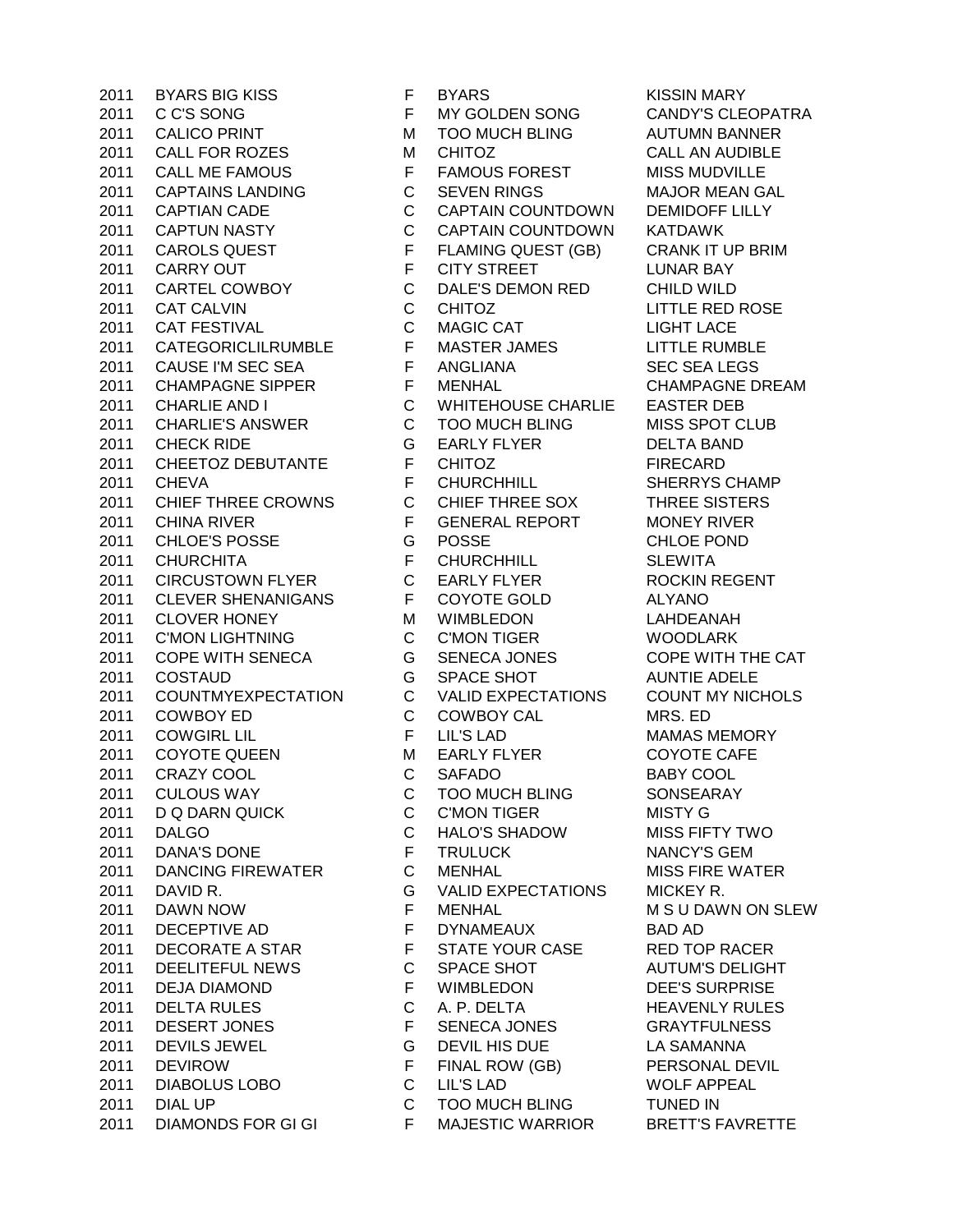| | | | | |
|---|---|---|---|---|
| 2011 | BYARS BIG KISS | F | BYARS | KISSIN MARY |
| 2011 | C C'S SONG | F | MY GOLDEN SONG | CANDY'S CLEOPATRA |
| 2011 | CALICO PRINT | M | TOO MUCH BLING | AUTUMN BANNER |
| 2011 | CALL FOR ROZES | M | CHITOZ | CALL AN AUDIBLE |
| 2011 | CALL ME FAMOUS | F | FAMOUS FOREST | MISS MUDVILLE |
| 2011 | CAPTAINS LANDING | C | SEVEN RINGS | MAJOR MEAN GAL |
| 2011 | CAPTIAN CADE | C | CAPTAIN COUNTDOWN | DEMIDOFF LILLY |
| 2011 | CAPTUN NASTY | C | CAPTAIN COUNTDOWN | KATDAWK |
| 2011 | CAROLS QUEST | F | FLAMING QUEST (GB) | CRANK IT UP BRIM |
| 2011 | CARRY OUT | F | CITY STREET | LUNAR BAY |
| 2011 | CARTEL COWBOY | C | DALE'S DEMON RED | CHILD WILD |
| 2011 | CAT CALVIN | C | CHITOZ | LITTLE RED ROSE |
| 2011 | CAT FESTIVAL | C | MAGIC CAT | LIGHT LACE |
| 2011 | CATEGORICLILRUMBLE | F | MASTER JAMES | LITTLE RUMBLE |
| 2011 | CAUSE I'M SEC SEA | F | ANGLIANA | SEC SEA LEGS |
| 2011 | CHAMPAGNE SIPPER | F | MENHAL | CHAMPAGNE DREAM |
| 2011 | CHARLIE AND I | C | WHITEHOUSE CHARLIE | EASTER DEB |
| 2011 | CHARLIE'S ANSWER | C | TOO MUCH BLING | MISS SPOT CLUB |
| 2011 | CHECK RIDE | G | EARLY FLYER | DELTA BAND |
| 2011 | CHEETOZ DEBUTANTE | F | CHITOZ | FIRECARD |
| 2011 | CHEVA | F | CHURCHHILL | SHERRYS CHAMP |
| 2011 | CHIEF THREE CROWNS | C | CHIEF THREE SOX | THREE SISTERS |
| 2011 | CHINA RIVER | F | GENERAL REPORT | MONEY RIVER |
| 2011 | CHLOE'S POSSE | G | POSSE | CHLOE POND |
| 2011 | CHURCHITA | F | CHURCHHILL | SLEWITA |
| 2011 | CIRCUSTOWN FLYER | C | EARLY FLYER | ROCKIN REGENT |
| 2011 | CLEVER SHENANIGANS | F | COYOTE GOLD | ALYANO |
| 2011 | CLOVER HONEY | M | WIMBLEDON | LAHDEANAH |
| 2011 | C'MON LIGHTNING | C | C'MON TIGER | WOODLARK |
| 2011 | COPE WITH SENECA | G | SENECA JONES | COPE WITH THE CAT |
| 2011 | COSTAUD | G | SPACE SHOT | AUNTIE ADELE |
| 2011 | COUNTMYEXPECTATION | C | VALID EXPECTATIONS | COUNT MY NICHOLS |
| 2011 | COWBOY ED | C | COWBOY CAL | MRS. ED |
| 2011 | COWGIRL LIL | F | LIL'S LAD | MAMAS MEMORY |
| 2011 | COYOTE QUEEN | M | EARLY FLYER | COYOTE CAFE |
| 2011 | CRAZY COOL | C | SAFADO | BABY COOL |
| 2011 | CULOUS WAY | C | TOO MUCH BLING | SONSEARAY |
| 2011 | D Q DARN QUICK | C | C'MON TIGER | MISTY G |
| 2011 | DALGO | C | HALO'S SHADOW | MISS FIFTY TWO |
| 2011 | DANA'S DONE | F | TRULUCK | NANCY'S GEM |
| 2011 | DANCING FIREWATER | C | MENHAL | MISS FIRE WATER |
| 2011 | DAVID R. | G | VALID EXPECTATIONS | MICKEY R. |
| 2011 | DAWN NOW | F | MENHAL | M S U DAWN ON SLEW |
| 2011 | DECEPTIVE AD | F | DYNAMEAUX | BAD AD |
| 2011 | DECORATE A STAR | F | STATE YOUR CASE | RED TOP RACER |
| 2011 | DEELITEFUL NEWS | C | SPACE SHOT | AUTUM'S DELIGHT |
| 2011 | DEJA DIAMOND | F | WIMBLEDON | DEE'S SURPRISE |
| 2011 | DELTA RULES | C | A. P. DELTA | HEAVENLY RULES |
| 2011 | DESERT JONES | F | SENECA JONES | GRAYTFULNESS |
| 2011 | DEVILS JEWEL | G | DEVIL HIS DUE | LA SAMANNA |
| 2011 | DEVIROW | F | FINAL ROW (GB) | PERSONAL DEVIL |
| 2011 | DIABOLUS LOBO | C | LIL'S LAD | WOLF APPEAL |
| 2011 | DIAL UP | C | TOO MUCH BLING | TUNED IN |
| 2011 | DIAMONDS FOR GI GI | F | MAJESTIC WARRIOR | BRETT'S FAVRETTE |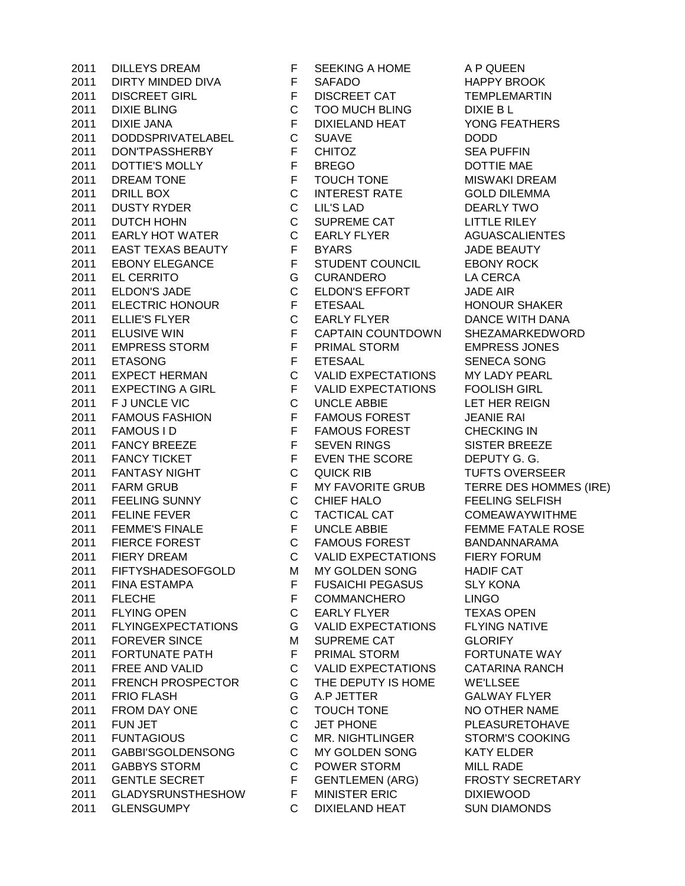| | | | | |
|---|---|---|---|---|
| 2011 | DILLEYS DREAM | F | SEEKING A HOME | A P QUEEN |
| 2011 | DIRTY MINDED DIVA | F | SAFADO | HAPPY BROOK |
| 2011 | DISCREET GIRL | F | DISCREET CAT | TEMPLEMARTIN |
| 2011 | DIXIE BLING | C | TOO MUCH BLING | DIXIE B L |
| 2011 | DIXIE JANA | F | DIXIELAND HEAT | YONG FEATHERS |
| 2011 | DODDSPRIVATELABEL | C | SUAVE | DODD |
| 2011 | DON'TPASSHERBY | F | CHITOZ | SEA PUFFIN |
| 2011 | DOTTIE'S MOLLY | F | BREGO | DOTTIE MAE |
| 2011 | DREAM TONE | F | TOUCH TONE | MISWAKI DREAM |
| 2011 | DRILL BOX | C | INTEREST RATE | GOLD DILEMMA |
| 2011 | DUSTY RYDER | C | LIL'S LAD | DEARLY TWO |
| 2011 | DUTCH HOHN | C | SUPREME CAT | LITTLE RILEY |
| 2011 | EARLY HOT WATER | C | EARLY FLYER | AGUASCALIENTES |
| 2011 | EAST TEXAS BEAUTY | F | BYARS | JADE BEAUTY |
| 2011 | EBONY ELEGANCE | F | STUDENT COUNCIL | EBONY ROCK |
| 2011 | EL CERRITO | G | CURANDERO | LA CERCA |
| 2011 | ELDON'S JADE | C | ELDON'S EFFORT | JADE AIR |
| 2011 | ELECTRIC HONOUR | F | ETESAAL | HONOUR SHAKER |
| 2011 | ELLIE'S FLYER | C | EARLY FLYER | DANCE WITH DANA |
| 2011 | ELUSIVE WIN | F | CAPTAIN COUNTDOWN | SHEZAMARKEDWORD |
| 2011 | EMPRESS STORM | F | PRIMAL STORM | EMPRESS JONES |
| 2011 | ETASONG | F | ETESAAL | SENECA SONG |
| 2011 | EXPECT HERMAN | C | VALID EXPECTATIONS | MY LADY PEARL |
| 2011 | EXPECTING A GIRL | F | VALID EXPECTATIONS | FOOLISH GIRL |
| 2011 | F J UNCLE VIC | C | UNCLE ABBIE | LET HER REIGN |
| 2011 | FAMOUS FASHION | F | FAMOUS FOREST | JEANIE RAI |
| 2011 | FAMOUS I D | F | FAMOUS FOREST | CHECKING IN |
| 2011 | FANCY BREEZE | F | SEVEN RINGS | SISTER BREEZE |
| 2011 | FANCY TICKET | F | EVEN THE SCORE | DEPUTY G. G. |
| 2011 | FANTASY NIGHT | C | QUICK RIB | TUFTS OVERSEER |
| 2011 | FARM GRUB | F | MY FAVORITE GRUB | TERRE DES HOMMES (IRE) |
| 2011 | FEELING SUNNY | C | CHIEF HALO | FEELING SELFISH |
| 2011 | FELINE FEVER | C | TACTICAL CAT | COMEAWAYWITHME |
| 2011 | FEMME'S FINALE | F | UNCLE ABBIE | FEMME FATALE ROSE |
| 2011 | FIERCE FOREST | C | FAMOUS FOREST | BANDANNARAMA |
| 2011 | FIERY DREAM | C | VALID EXPECTATIONS | FIERY FORUM |
| 2011 | FIFTYSHADESOFGOLD | M | MY GOLDEN SONG | HADIF CAT |
| 2011 | FINA ESTAMPA | F | FUSAICHI PEGASUS | SLY KONA |
| 2011 | FLECHE | F | COMMANCHERO | LINGO |
| 2011 | FLYING OPEN | C | EARLY FLYER | TEXAS OPEN |
| 2011 | FLYINGEXPECTATIONS | G | VALID EXPECTATIONS | FLYING NATIVE |
| 2011 | FOREVER SINCE | M | SUPREME CAT | GLORIFY |
| 2011 | FORTUNATE PATH | F | PRIMAL STORM | FORTUNATE WAY |
| 2011 | FREE AND VALID | C | VALID EXPECTATIONS | CATARINA RANCH |
| 2011 | FRENCH PROSPECTOR | C | THE DEPUTY IS HOME | WE'LLSEE |
| 2011 | FRIO FLASH | G | A.P JETTER | GALWAY FLYER |
| 2011 | FROM DAY ONE | C | TOUCH TONE | NO OTHER NAME |
| 2011 | FUN JET | C | JET PHONE | PLEASURETOHAVE |
| 2011 | FUNTAGIOUS | C | MR. NIGHTLINGER | STORM'S COOKING |
| 2011 | GABBI'SGOLDENSONG | C | MY GOLDEN SONG | KATY ELDER |
| 2011 | GABBYS STORM | C | POWER STORM | MILL RADE |
| 2011 | GENTLE SECRET | F | GENTLEMEN (ARG) | FROSTY SECRETARY |
| 2011 | GLADYSRUNSTHESHOW | F | MINISTER ERIC | DIXIEWOOD |
| 2011 | GLENSGUMPY | C | DIXIELAND HEAT | SUN DIAMONDS |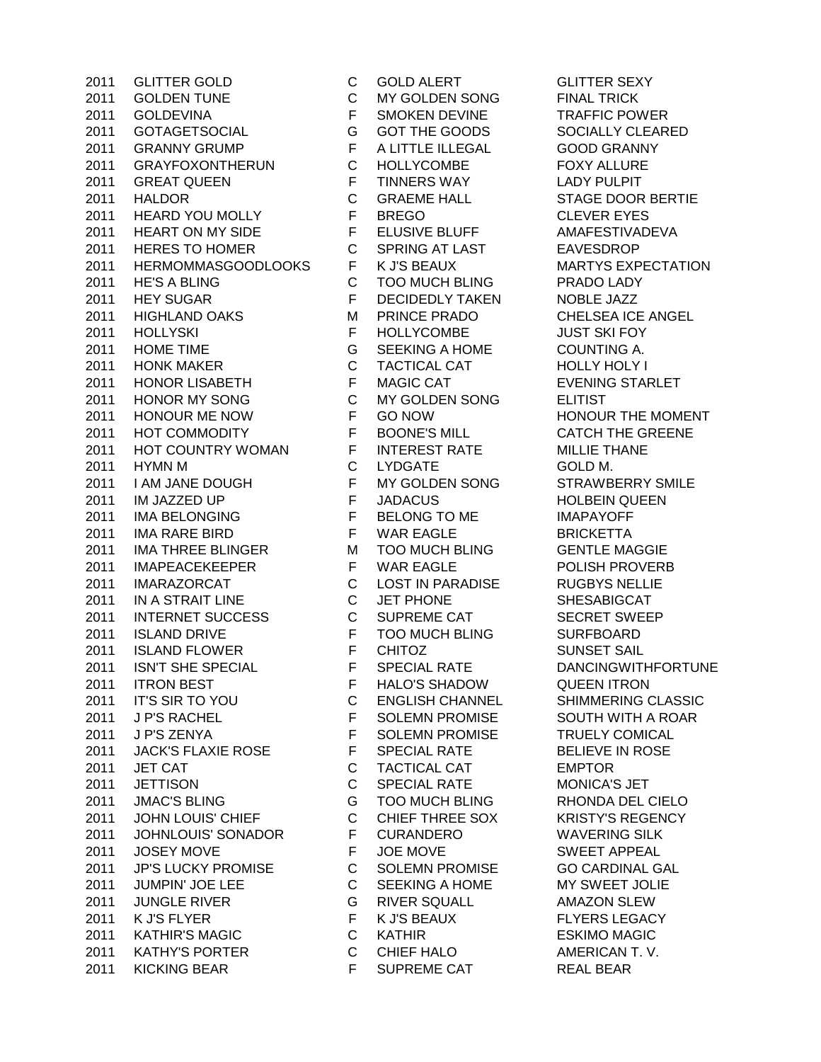| | | | | |
|---|---|---|---|---|
| 2011 | GLITTER GOLD | C | GOLD ALERT | GLITTER SEXY |
| 2011 | GOLDEN TUNE | C | MY GOLDEN SONG | FINAL TRICK |
| 2011 | GOLDEVINA | F | SMOKEN DEVINE | TRAFFIC POWER |
| 2011 | GOTAGETSOCIAL | G | GOT THE GOODS | SOCIALLY CLEARED |
| 2011 | GRANNY GRUMP | F | A LITTLE ILLEGAL | GOOD GRANNY |
| 2011 | GRAYFOXONTHERUN | C | HOLLYCOMBE | FOXY ALLURE |
| 2011 | GREAT QUEEN | F | TINNERS WAY | LADY PULPIT |
| 2011 | HALDOR | C | GRAEME HALL | STAGE DOOR BERTIE |
| 2011 | HEARD YOU MOLLY | F | BREGO | CLEVER EYES |
| 2011 | HEART ON MY SIDE | F | ELUSIVE BLUFF | AMAFESTIVADEVA |
| 2011 | HERES TO HOMER | C | SPRING AT LAST | EAVESDROP |
| 2011 | HERMOMMASGOODLOOKS | F | K J'S BEAUX | MARTYS EXPECTATION |
| 2011 | HE'S A BLING | C | TOO MUCH BLING | PRADO LADY |
| 2011 | HEY SUGAR | F | DECIDEDLY TAKEN | NOBLE JAZZ |
| 2011 | HIGHLAND OAKS | M | PRINCE PRADO | CHELSEA ICE ANGEL |
| 2011 | HOLLYSKI | F | HOLLYCOMBE | JUST SKI FOY |
| 2011 | HOME TIME | G | SEEKING A HOME | COUNTING A. |
| 2011 | HONK MAKER | C | TACTICAL CAT | HOLLY HOLY I |
| 2011 | HONOR LISABETH | F | MAGIC CAT | EVENING STARLET |
| 2011 | HONOR MY SONG | C | MY GOLDEN SONG | ELITIST |
| 2011 | HONOUR ME NOW | F | GO NOW | HONOUR THE MOMENT |
| 2011 | HOT COMMODITY | F | BOONE'S MILL | CATCH THE GREENE |
| 2011 | HOT COUNTRY WOMAN | F | INTEREST RATE | MILLIE THANE |
| 2011 | HYMN M | C | LYDGATE | GOLD M. |
| 2011 | I AM JANE DOUGH | F | MY GOLDEN SONG | STRAWBERRY SMILE |
| 2011 | IM JAZZED UP | F | JADACUS | HOLBEIN QUEEN |
| 2011 | IMA BELONGING | F | BELONG TO ME | IMAPAYOFF |
| 2011 | IMA RARE BIRD | F | WAR EAGLE | BRICKETTA |
| 2011 | IMA THREE BLINGER | M | TOO MUCH BLING | GENTLE MAGGIE |
| 2011 | IMAPEACEKEEPER | F | WAR EAGLE | POLISH PROVERB |
| 2011 | IMARAZORCAT | C | LOST IN PARADISE | RUGBYS NELLIE |
| 2011 | IN A STRAIT LINE | C | JET PHONE | SHESABIGCAT |
| 2011 | INTERNET SUCCESS | C | SUPREME CAT | SECRET SWEEP |
| 2011 | ISLAND DRIVE | F | TOO MUCH BLING | SURFBOARD |
| 2011 | ISLAND FLOWER | F | CHITOZ | SUNSET SAIL |
| 2011 | ISN'T SHE SPECIAL | F | SPECIAL RATE | DANCINGWITHFORTUNE |
| 2011 | ITRON BEST | F | HALO'S SHADOW | QUEEN ITRON |
| 2011 | IT'S SIR TO YOU | C | ENGLISH CHANNEL | SHIMMERING CLASSIC |
| 2011 | J P'S RACHEL | F | SOLEMN PROMISE | SOUTH WITH A ROAR |
| 2011 | J P'S ZENYA | F | SOLEMN PROMISE | TRUELY COMICAL |
| 2011 | JACK'S FLAXIE ROSE | F | SPECIAL RATE | BELIEVE IN ROSE |
| 2011 | JET CAT | C | TACTICAL CAT | EMPTOR |
| 2011 | JETTISON | C | SPECIAL RATE | MONICA'S JET |
| 2011 | JMAC'S BLING | G | TOO MUCH BLING | RHONDA DEL CIELO |
| 2011 | JOHN LOUIS' CHIEF | C | CHIEF THREE SOX | KRISTY'S REGENCY |
| 2011 | JOHNLOUIS' SONADOR | F | CURANDERO | WAVERING SILK |
| 2011 | JOSEY MOVE | F | JOE MOVE | SWEET APPEAL |
| 2011 | JP'S LUCKY PROMISE | C | SOLEMN PROMISE | GO CARDINAL GAL |
| 2011 | JUMPIN' JOE LEE | C | SEEKING A HOME | MY SWEET JOLIE |
| 2011 | JUNGLE RIVER | G | RIVER SQUALL | AMAZON SLEW |
| 2011 | K J'S FLYER | F | K J'S BEAUX | FLYERS LEGACY |
| 2011 | KATHIR'S MAGIC | C | KATHIR | ESKIMO MAGIC |
| 2011 | KATHY'S PORTER | C | CHIEF HALO | AMERICAN T. V. |
| 2011 | KICKING BEAR | F | SUPREME CAT | REAL BEAR |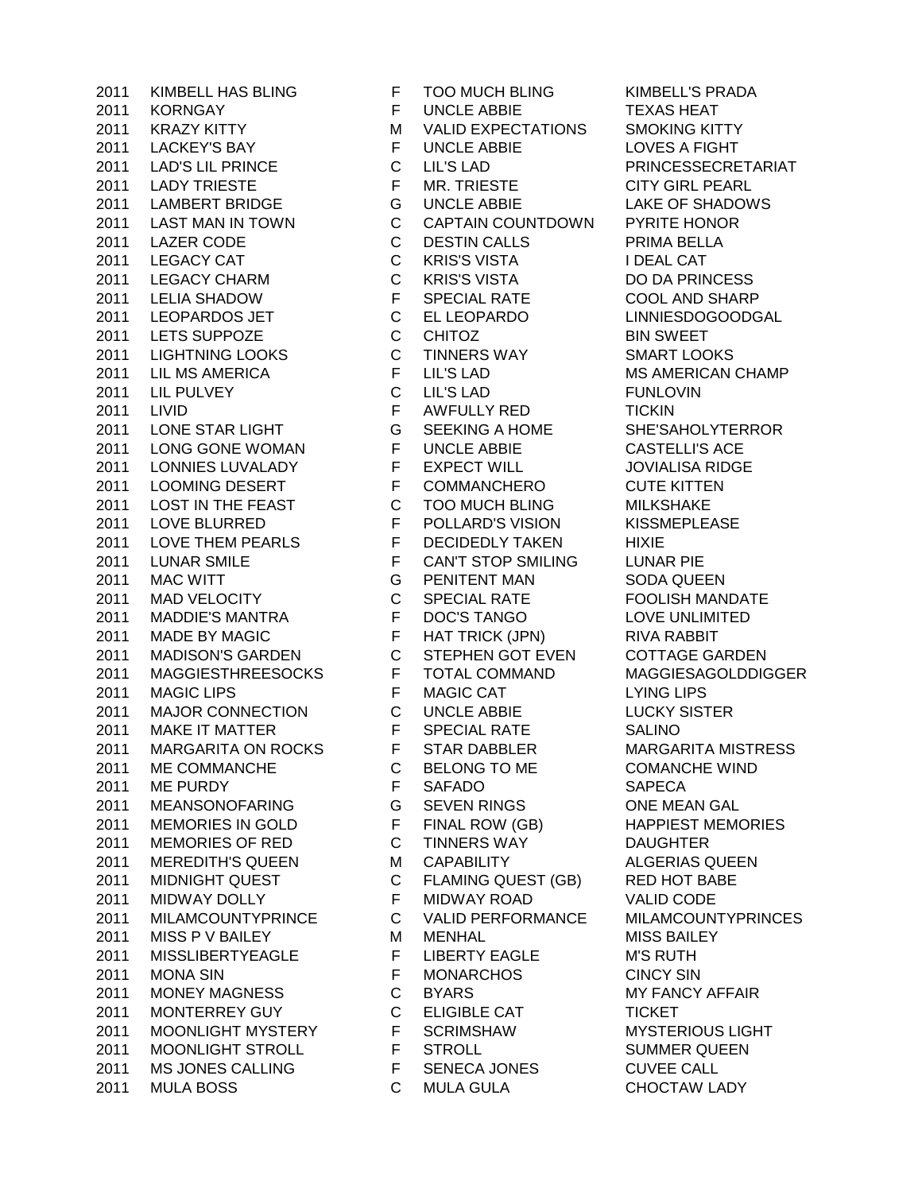| | | | | |
|---|---|---|---|---|
| 2011 | KIMBELL HAS BLING | F | TOO MUCH BLING | KIMBELL'S PRADA |
| 2011 | KORNGAY | F | UNCLE ABBIE | TEXAS HEAT |
| 2011 | KRAZY KITTY | M | VALID EXPECTATIONS | SMOKING KITTY |
| 2011 | LACKEY'S BAY | F | UNCLE ABBIE | LOVES A FIGHT |
| 2011 | LAD'S LIL PRINCE | C | LIL'S LAD | PRINCESSECRETARIAT |
| 2011 | LADY TRIESTE | F | MR. TRIESTE | CITY GIRL PEARL |
| 2011 | LAMBERT BRIDGE | G | UNCLE ABBIE | LAKE OF SHADOWS |
| 2011 | LAST MAN IN TOWN | C | CAPTAIN COUNTDOWN | PYRITE HONOR |
| 2011 | LAZER CODE | C | DESTIN CALLS | PRIMA BELLA |
| 2011 | LEGACY CAT | C | KRIS'S VISTA | I DEAL CAT |
| 2011 | LEGACY CHARM | C | KRIS'S VISTA | DO DA PRINCESS |
| 2011 | LELIA SHADOW | F | SPECIAL RATE | COOL AND SHARP |
| 2011 | LEOPARDOS JET | C | EL LEOPARDO | LINNIESDOGOODGAL |
| 2011 | LETS SUPPOZE | C | CHITOZ | BIN SWEET |
| 2011 | LIGHTNING LOOKS | C | TINNERS WAY | SMART LOOKS |
| 2011 | LIL MS AMERICA | F | LIL'S LAD | MS AMERICAN CHAMP |
| 2011 | LIL PULVEY | C | LIL'S LAD | FUNLOVIN |
| 2011 | LIVID | F | AWFULLY RED | TICKIN |
| 2011 | LONE STAR LIGHT | G | SEEKING A HOME | SHE'SAHOLYTERROR |
| 2011 | LONG GONE WOMAN | F | UNCLE ABBIE | CASTELLI'S ACE |
| 2011 | LONNIES LUVALADY | F | EXPECT WILL | JOVIALISA RIDGE |
| 2011 | LOOMING DESERT | F | COMMANCHERO | CUTE KITTEN |
| 2011 | LOST IN THE FEAST | C | TOO MUCH BLING | MILKSHAKE |
| 2011 | LOVE BLURRED | F | POLLARD'S VISION | KISSMEPLEASE |
| 2011 | LOVE THEM PEARLS | F | DECIDEDLY TAKEN | HIXIE |
| 2011 | LUNAR SMILE | F | CAN'T STOP SMILING | LUNAR PIE |
| 2011 | MAC WITT | G | PENITENT MAN | SODA QUEEN |
| 2011 | MAD VELOCITY | C | SPECIAL RATE | FOOLISH MANDATE |
| 2011 | MADDIE'S MANTRA | F | DOC'S TANGO | LOVE UNLIMITED |
| 2011 | MADE BY MAGIC | F | HAT TRICK (JPN) | RIVA RABBIT |
| 2011 | MADISON'S GARDEN | C | STEPHEN GOT EVEN | COTTAGE GARDEN |
| 2011 | MAGGIESTHREESOCKS | F | TOTAL COMMAND | MAGGIESAGOLDDIGGER |
| 2011 | MAGIC LIPS | F | MAGIC CAT | LYING LIPS |
| 2011 | MAJOR CONNECTION | C | UNCLE ABBIE | LUCKY SISTER |
| 2011 | MAKE IT MATTER | F | SPECIAL RATE | SALINO |
| 2011 | MARGARITA ON ROCKS | F | STAR DABBLER | MARGARITA MISTRESS |
| 2011 | ME COMMANCHE | C | BELONG TO ME | COMANCHE WIND |
| 2011 | ME PURDY | F | SAFADO | SAPECA |
| 2011 | MEANSONOFARING | G | SEVEN RINGS | ONE MEAN GAL |
| 2011 | MEMORIES IN GOLD | F | FINAL ROW (GB) | HAPPIEST MEMORIES |
| 2011 | MEMORIES OF RED | C | TINNERS WAY | DAUGHTER |
| 2011 | MEREDITH'S QUEEN | M | CAPABILITY | ALGERIAS QUEEN |
| 2011 | MIDNIGHT QUEST | C | FLAMING QUEST (GB) | RED HOT BABE |
| 2011 | MIDWAY DOLLY | F | MIDWAY ROAD | VALID CODE |
| 2011 | MILAMCOUNTYPRINCE | C | VALID PERFORMANCE | MILAMCOUNTYPRINCES |
| 2011 | MISS P V BAILEY | M | MENHAL | MISS BAILEY |
| 2011 | MISSLIBERTYEAGLE | F | LIBERTY EAGLE | M'S RUTH |
| 2011 | MONA SIN | F | MONARCHOS | CINCY SIN |
| 2011 | MONEY MAGNESS | C | BYARS | MY FANCY AFFAIR |
| 2011 | MONTERREY GUY | C | ELIGIBLE CAT | TICKET |
| 2011 | MOONLIGHT MYSTERY | F | SCRIMSHAW | MYSTERIOUS LIGHT |
| 2011 | MOONLIGHT STROLL | F | STROLL | SUMMER QUEEN |
| 2011 | MS JONES CALLING | F | SENECA JONES | CUVEE CALL |
| 2011 | MULA BOSS | C | MULA GULA | CHOCTAW LADY |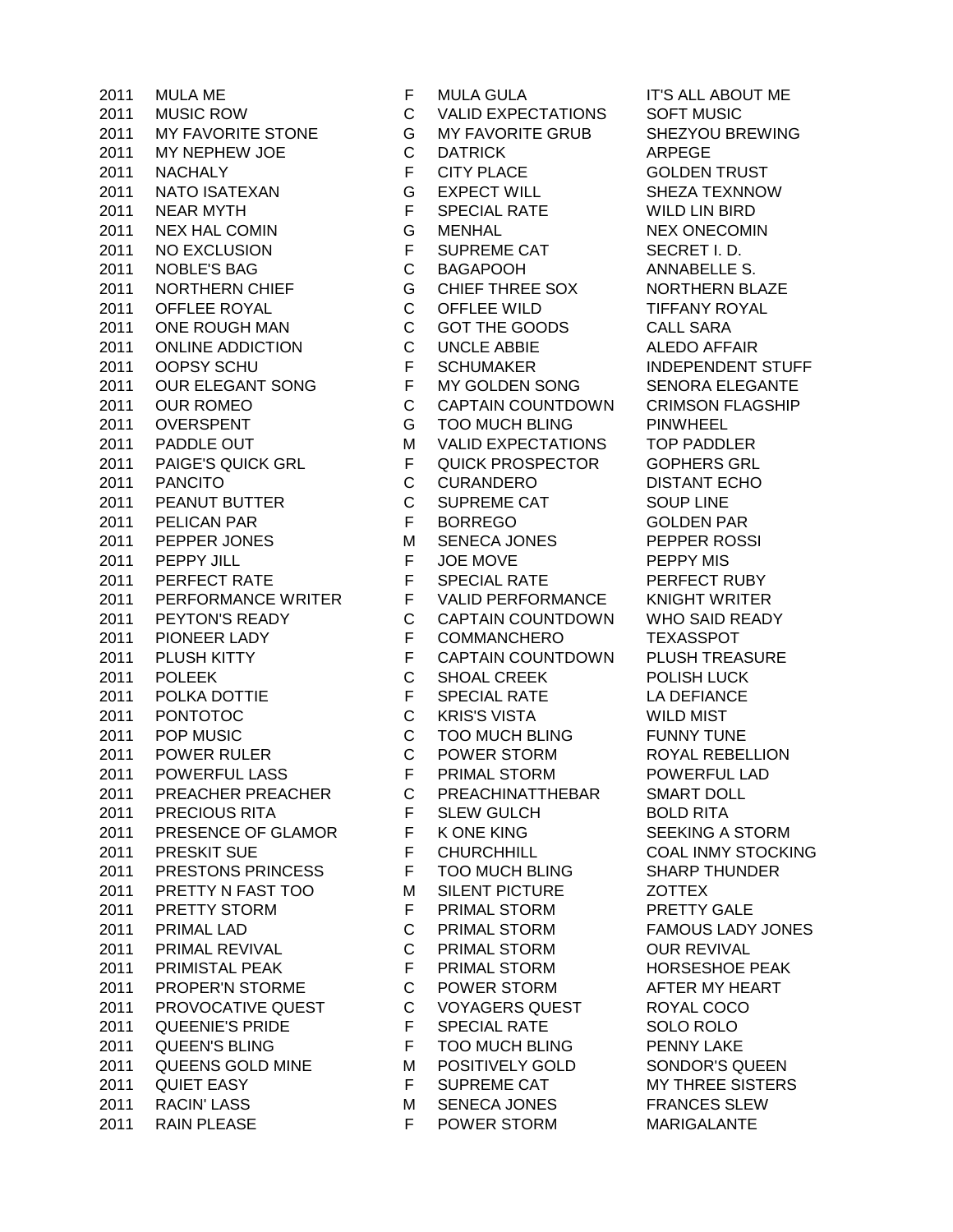| | | | | |
|---|---|---|---|---|
| 2011 | MULA ME | F | MULA GULA | IT'S ALL ABOUT ME |
| 2011 | MUSIC ROW | C | VALID EXPECTATIONS | SOFT MUSIC |
| 2011 | MY FAVORITE STONE | G | MY FAVORITE GRUB | SHEZYOU BREWING |
| 2011 | MY NEPHEW JOE | C | DATRICK | ARPEGE |
| 2011 | NACHALY | F | CITY PLACE | GOLDEN TRUST |
| 2011 | NATO ISATEXAN | G | EXPECT WILL | SHEZA TEXNNOW |
| 2011 | NEAR MYTH | F | SPECIAL RATE | WILD LIN BIRD |
| 2011 | NEX HAL COMIN | G | MENHAL | NEX ONECOMIN |
| 2011 | NO EXCLUSION | F | SUPREME CAT | SECRET I. D. |
| 2011 | NOBLE'S BAG | C | BAGAPOOH | ANNABELLE S. |
| 2011 | NORTHERN CHIEF | G | CHIEF THREE SOX | NORTHERN BLAZE |
| 2011 | OFFLEE ROYAL | C | OFFLEE WILD | TIFFANY ROYAL |
| 2011 | ONE ROUGH MAN | C | GOT THE GOODS | CALL SARA |
| 2011 | ONLINE ADDICTION | C | UNCLE ABBIE | ALEDO AFFAIR |
| 2011 | OOPSY SCHU | F | SCHUMAKER | INDEPENDENT STUFF |
| 2011 | OUR ELEGANT SONG | F | MY GOLDEN SONG | SENORA ELEGANTE |
| 2011 | OUR ROMEO | C | CAPTAIN COUNTDOWN | CRIMSON FLAGSHIP |
| 2011 | OVERSPENT | G | TOO MUCH BLING | PINWHEEL |
| 2011 | PADDLE OUT | M | VALID EXPECTATIONS | TOP PADDLER |
| 2011 | PAIGE'S QUICK GRL | F | QUICK PROSPECTOR | GOPHERS GRL |
| 2011 | PANCITO | C | CURANDERO | DISTANT ECHO |
| 2011 | PEANUT BUTTER | C | SUPREME CAT | SOUP LINE |
| 2011 | PELICAN PAR | F | BORREGO | GOLDEN PAR |
| 2011 | PEPPER JONES | M | SENECA JONES | PEPPER ROSSI |
| 2011 | PEPPY JILL | F | JOE MOVE | PEPPY MIS |
| 2011 | PERFECT RATE | F | SPECIAL RATE | PERFECT RUBY |
| 2011 | PERFORMANCE WRITER | F | VALID PERFORMANCE | KNIGHT WRITER |
| 2011 | PEYTON'S READY | C | CAPTAIN COUNTDOWN | WHO SAID READY |
| 2011 | PIONEER LADY | F | COMMANCHERO | TEXASSPOT |
| 2011 | PLUSH KITTY | F | CAPTAIN COUNTDOWN | PLUSH TREASURE |
| 2011 | POLEEK | C | SHOAL CREEK | POLISH LUCK |
| 2011 | POLKA DOTTIE | F | SPECIAL RATE | LA DEFIANCE |
| 2011 | PONTOTOC | C | KRIS'S VISTA | WILD MIST |
| 2011 | POP MUSIC | C | TOO MUCH BLING | FUNNY TUNE |
| 2011 | POWER RULER | C | POWER STORM | ROYAL REBELLION |
| 2011 | POWERFUL LASS | F | PRIMAL STORM | POWERFUL LAD |
| 2011 | PREACHER PREACHER | C | PREACHINATTHEBAR | SMART DOLL |
| 2011 | PRECIOUS RITA | F | SLEW GULCH | BOLD RITA |
| 2011 | PRESENCE OF GLAMOR | F | K ONE KING | SEEKING A STORM |
| 2011 | PRESKIT SUE | F | CHURCHHILL | COAL INMY STOCKING |
| 2011 | PRESTONS PRINCESS | F | TOO MUCH BLING | SHARP THUNDER |
| 2011 | PRETTY N FAST TOO | M | SILENT PICTURE | ZOTTEX |
| 2011 | PRETTY STORM | F | PRIMAL STORM | PRETTY GALE |
| 2011 | PRIMAL LAD | C | PRIMAL STORM | FAMOUS LADY JONES |
| 2011 | PRIMAL REVIVAL | C | PRIMAL STORM | OUR REVIVAL |
| 2011 | PRIMISTAL PEAK | F | PRIMAL STORM | HORSESHOE PEAK |
| 2011 | PROPER'N STORME | C | POWER STORM | AFTER MY HEART |
| 2011 | PROVOCATIVE QUEST | C | VOYAGERS QUEST | ROYAL COCO |
| 2011 | QUEENIE'S PRIDE | F | SPECIAL RATE | SOLO ROLO |
| 2011 | QUEEN'S BLING | F | TOO MUCH BLING | PENNY LAKE |
| 2011 | QUEENS GOLD MINE | M | POSITIVELY GOLD | SONDOR'S QUEEN |
| 2011 | QUIET EASY | F | SUPREME CAT | MY THREE SISTERS |
| 2011 | RACIN' LASS | M | SENECA JONES | FRANCES SLEW |
| 2011 | RAIN PLEASE | F | POWER STORM | MARIGALANTE |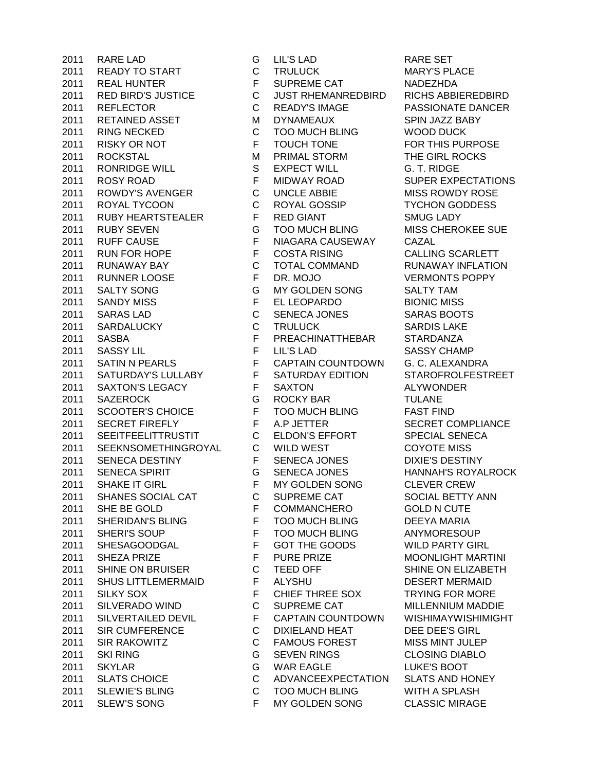| | | | | |
|---|---|---|---|---|
| 2011 | RARE LAD | G | LIL'S LAD | RARE SET |
| 2011 | READY TO START | C | TRULUCK | MARY'S PLACE |
| 2011 | REAL HUNTER | F | SUPREME CAT | NADEZHDA |
| 2011 | RED BIRD'S JUSTICE | C | JUST RHEMANREDBIRD | RICHS ABBIEREDBIRD |
| 2011 | REFLECTOR | C | READY'S IMAGE | PASSIONATE DANCER |
| 2011 | RETAINED ASSET | M | DYNAMEAUX | SPIN JAZZ BABY |
| 2011 | RING NECKED | C | TOO MUCH BLING | WOOD DUCK |
| 2011 | RISKY OR NOT | F | TOUCH TONE | FOR THIS PURPOSE |
| 2011 | ROCKSTAL | M | PRIMAL STORM | THE GIRL ROCKS |
| 2011 | RONRIDGE WILL | S | EXPECT WILL | G. T. RIDGE |
| 2011 | ROSY ROAD | F | MIDWAY ROAD | SUPER EXPECTATIONS |
| 2011 | ROWDY'S AVENGER | C | UNCLE ABBIE | MISS ROWDY ROSE |
| 2011 | ROYAL TYCOON | C | ROYAL GOSSIP | TYCHON GODDESS |
| 2011 | RUBY HEARTSTEALER | F | RED GIANT | SMUG LADY |
| 2011 | RUBY SEVEN | G | TOO MUCH BLING | MISS CHEROKEE SUE |
| 2011 | RUFF CAUSE | F | NIAGARA CAUSEWAY | CAZAL |
| 2011 | RUN FOR HOPE | F | COSTA RISING | CALLING SCARLETT |
| 2011 | RUNAWAY BAY | C | TOTAL COMMAND | RUNAWAY INFLATION |
| 2011 | RUNNER LOOSE | F | DR. MOJO | VERMONTS POPPY |
| 2011 | SALTY SONG | G | MY GOLDEN SONG | SALTY TAM |
| 2011 | SANDY MISS | F | EL LEOPARDO | BIONIC MISS |
| 2011 | SARAS LAD | C | SENECA JONES | SARAS BOOTS |
| 2011 | SARDALUCKY | C | TRULUCK | SARDIS LAKE |
| 2011 | SASBA | F | PREACHINATTHEBAR | STARDANZA |
| 2011 | SASSY LIL | F | LIL'S LAD | SASSY CHAMP |
| 2011 | SATIN N PEARLS | F | CAPTAIN COUNTDOWN | G. C. ALEXANDRA |
| 2011 | SATURDAY'S LULLABY | F | SATURDAY EDITION | STAROFROLFESTREET |
| 2011 | SAXTON'S LEGACY | F | SAXTON | ALYWONDER |
| 2011 | SAZEROCK | G | ROCKY BAR | TULANE |
| 2011 | SCOOTER'S CHOICE | F | TOO MUCH BLING | FAST FIND |
| 2011 | SECRET FIREFLY | F | A.P JETTER | SECRET COMPLIANCE |
| 2011 | SEEITFEELITTRUSTIT | C | ELDON'S EFFORT | SPECIAL SENECA |
| 2011 | SEEKNSOMETHINGROYAL | C | WILD WEST | COYOTE MISS |
| 2011 | SENECA DESTINY | F | SENECA JONES | DIXIE'S DESTINY |
| 2011 | SENECA SPIRIT | G | SENECA JONES | HANNAH'S ROYALROCK |
| 2011 | SHAKE IT GIRL | F | MY GOLDEN SONG | CLEVER CREW |
| 2011 | SHANES SOCIAL CAT | C | SUPREME CAT | SOCIAL BETTY ANN |
| 2011 | SHE BE GOLD | F | COMMANCHERO | GOLD N CUTE |
| 2011 | SHERIDAN'S BLING | F | TOO MUCH BLING | DEEYA MARIA |
| 2011 | SHERI'S SOUP | F | TOO MUCH BLING | ANYMORESOUP |
| 2011 | SHESAGOODGAL | F | GOT THE GOODS | WILD PARTY GIRL |
| 2011 | SHEZA PRIZE | F | PURE PRIZE | MOONLIGHT MARTINI |
| 2011 | SHINE ON BRUISER | C | TEED OFF | SHINE ON ELIZABETH |
| 2011 | SHUS LITTLEMERMAID | F | ALYSHU | DESERT MERMAID |
| 2011 | SILKY SOX | F | CHIEF THREE SOX | TRYING FOR MORE |
| 2011 | SILVERADO WIND | C | SUPREME CAT | MILLENNIUM MADDIE |
| 2011 | SILVERTAILED DEVIL | F | CAPTAIN COUNTDOWN | WISHIMAYWISHIMIGHT |
| 2011 | SIR CUMFERENCE | C | DIXIELAND HEAT | DEE DEE'S GIRL |
| 2011 | SIR RAKOWITZ | C | FAMOUS FOREST | MISS MINT JULEP |
| 2011 | SKI RING | G | SEVEN RINGS | CLOSING DIABLO |
| 2011 | SKYLAR | G | WAR EAGLE | LUKE'S BOOT |
| 2011 | SLATS CHOICE | C | ADVANCEEXPECTATION | SLATS AND HONEY |
| 2011 | SLEWIE'S BLING | C | TOO MUCH BLING | WITH A SPLASH |
| 2011 | SLEW'S SONG | F | MY GOLDEN SONG | CLASSIC MIRAGE |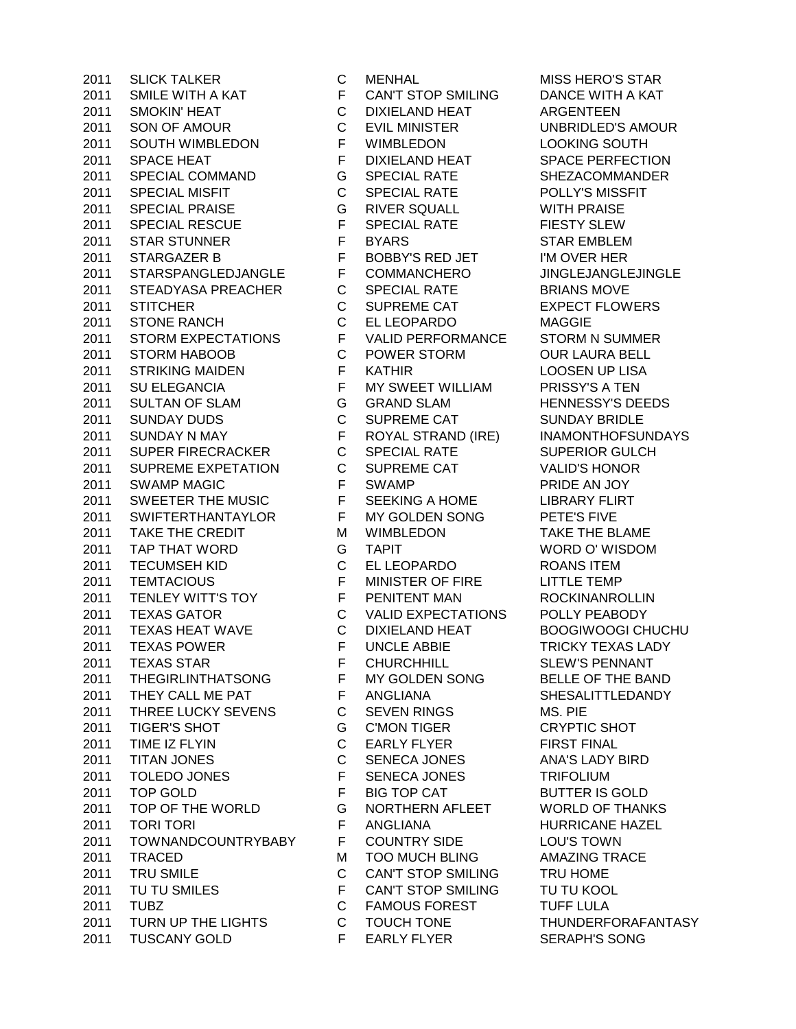| | | | | |
|---|---|---|---|---|
| 2011 | SLICK TALKER | C | MENHAL | MISS HERO'S STAR |
| 2011 | SMILE WITH A KAT | F | CAN'T STOP SMILING | DANCE WITH A KAT |
| 2011 | SMOKIN' HEAT | C | DIXIELAND HEAT | ARGENTEEN |
| 2011 | SON OF AMOUR | C | EVIL MINISTER | UNBRIDLED'S AMOUR |
| 2011 | SOUTH WIMBLEDON | F | WIMBLEDON | LOOKING SOUTH |
| 2011 | SPACE HEAT | F | DIXIELAND HEAT | SPACE PERFECTION |
| 2011 | SPECIAL COMMAND | G | SPECIAL RATE | SHEZACOMMANDER |
| 2011 | SPECIAL MISFIT | C | SPECIAL RATE | POLLY'S MISSFIT |
| 2011 | SPECIAL PRAISE | G | RIVER SQUALL | WITH PRAISE |
| 2011 | SPECIAL RESCUE | F | SPECIAL RATE | FIESTY SLEW |
| 2011 | STAR STUNNER | F | BYARS | STAR EMBLEM |
| 2011 | STARGAZER B | F | BOBBY'S RED JET | I'M OVER HER |
| 2011 | STARSPANGLEDJANGLE | F | COMMANCHERO | JINGLEJANGLEJINGLE |
| 2011 | STEADYASA PREACHER | C | SPECIAL RATE | BRIANS MOVE |
| 2011 | STITCHER | C | SUPREME CAT | EXPECT FLOWERS |
| 2011 | STONE RANCH | C | EL LEOPARDO | MAGGIE |
| 2011 | STORM EXPECTATIONS | F | VALID PERFORMANCE | STORM N SUMMER |
| 2011 | STORM HABOOB | C | POWER STORM | OUR LAURA BELL |
| 2011 | STRIKING MAIDEN | F | KATHIR | LOOSEN UP LISA |
| 2011 | SU ELEGANCIA | F | MY SWEET WILLIAM | PRISSY'S A TEN |
| 2011 | SULTAN OF SLAM | G | GRAND SLAM | HENNESSY'S DEEDS |
| 2011 | SUNDAY DUDS | C | SUPREME CAT | SUNDAY BRIDLE |
| 2011 | SUNDAY N MAY | F | ROYAL STRAND (IRE) | INAMONTHOFSUNDAYS |
| 2011 | SUPER FIRECRACKER | C | SPECIAL RATE | SUPERIOR GULCH |
| 2011 | SUPREME EXPETATION | C | SUPREME CAT | VALID'S HONOR |
| 2011 | SWAMP MAGIC | F | SWAMP | PRIDE AN JOY |
| 2011 | SWEETER THE MUSIC | F | SEEKING A HOME | LIBRARY FLIRT |
| 2011 | SWIFTERTHANTAYLOR | F | MY GOLDEN SONG | PETE'S FIVE |
| 2011 | TAKE THE CREDIT | M | WIMBLEDON | TAKE THE BLAME |
| 2011 | TAP THAT WORD | G | TAPIT | WORD O' WISDOM |
| 2011 | TECUMSEH KID | C | EL LEOPARDO | ROANS ITEM |
| 2011 | TEMTACIOUS | F | MINISTER OF FIRE | LITTLE TEMP |
| 2011 | TENLEY WITT'S TOY | F | PENITENT MAN | ROCKINANROLLIN |
| 2011 | TEXAS GATOR | C | VALID EXPECTATIONS | POLLY PEABODY |
| 2011 | TEXAS HEAT WAVE | C | DIXIELAND HEAT | BOOGIWOOGI CHUCHU |
| 2011 | TEXAS POWER | F | UNCLE ABBIE | TRICKY TEXAS LADY |
| 2011 | TEXAS STAR | F | CHURCHHILL | SLEW'S PENNANT |
| 2011 | THEGIRLINTHATSONG | F | MY GOLDEN SONG | BELLE OF THE BAND |
| 2011 | THEY CALL ME PAT | F | ANGLIANA | SHESALITTLEDANDY |
| 2011 | THREE LUCKY SEVENS | C | SEVEN RINGS | MS. PIE |
| 2011 | TIGER'S SHOT | G | C'MON TIGER | CRYPTIC SHOT |
| 2011 | TIME IZ FLYIN | C | EARLY FLYER | FIRST FINAL |
| 2011 | TITAN JONES | C | SENECA JONES | ANA'S LADY BIRD |
| 2011 | TOLEDO JONES | F | SENECA JONES | TRIFOLIUM |
| 2011 | TOP GOLD | F | BIG TOP CAT | BUTTER IS GOLD |
| 2011 | TOP OF THE WORLD | G | NORTHERN AFLEET | WORLD OF THANKS |
| 2011 | TORI TORI | F | ANGLIANA | HURRICANE HAZEL |
| 2011 | TOWNANDCOUNTRYBABY | F | COUNTRY SIDE | LOU'S TOWN |
| 2011 | TRACED | M | TOO MUCH BLING | AMAZING TRACE |
| 2011 | TRU SMILE | C | CAN'T STOP SMILING | TRU HOME |
| 2011 | TU TU SMILES | F | CAN'T STOP SMILING | TU TU KOOL |
| 2011 | TUBZ | C | FAMOUS FOREST | TUFF LULA |
| 2011 | TURN UP THE LIGHTS | C | TOUCH TONE | THUNDERFORAFANTASY |
| 2011 | TUSCANY GOLD | F | EARLY FLYER | SERAPH'S SONG |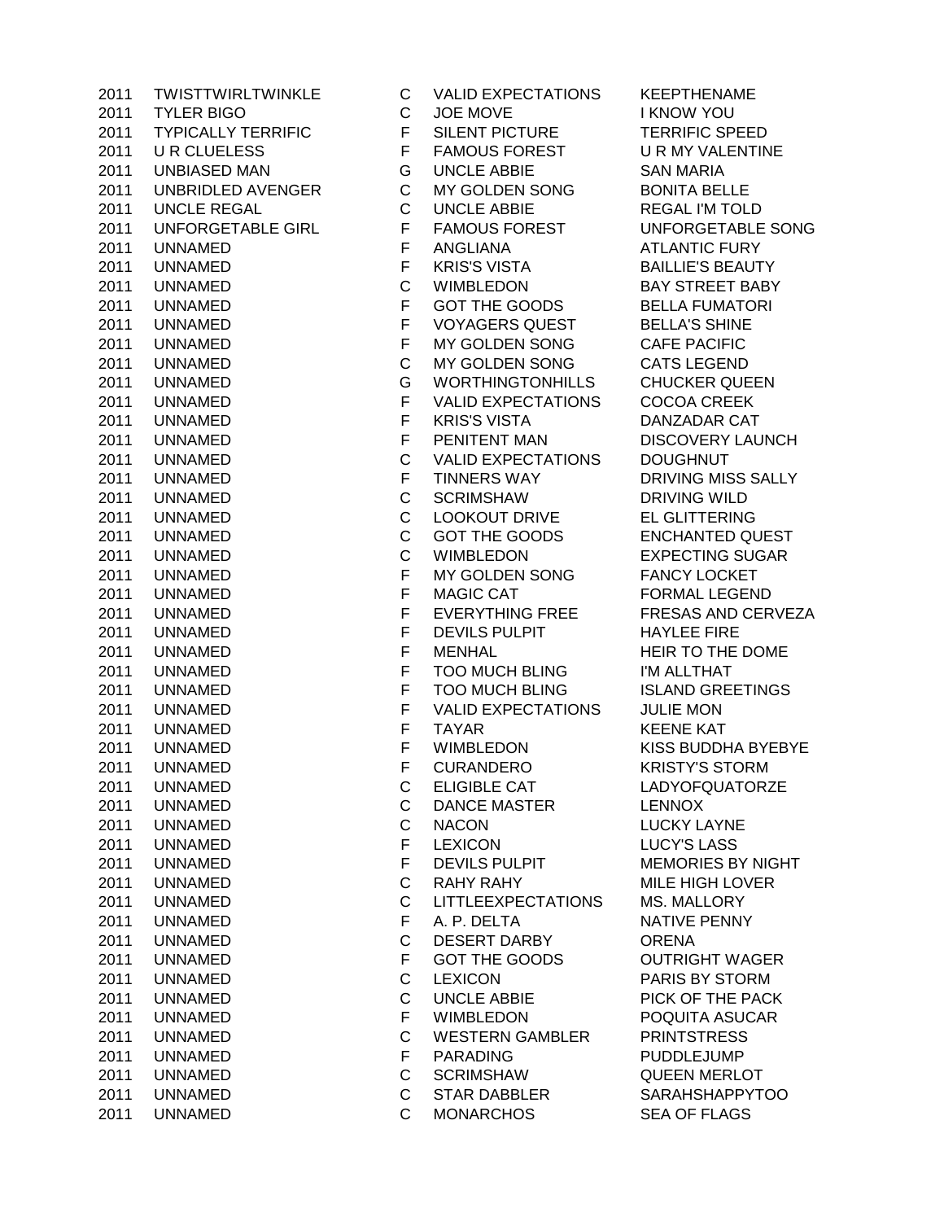| | | | | |
|---|---|---|---|---|
| 2011 | TWISTTWIRLTWINKLE | C | VALID EXPECTATIONS | KEEPTHENAME |
| 2011 | TYLER BIGO | C | JOE MOVE | I KNOW YOU |
| 2011 | TYPICALLY TERRIFIC | F | SILENT PICTURE | TERRIFIC SPEED |
| 2011 | U R CLUELESS | F | FAMOUS FOREST | U R MY VALENTINE |
| 2011 | UNBIASED MAN | G | UNCLE ABBIE | SAN MARIA |
| 2011 | UNBRIDLED AVENGER | C | MY GOLDEN SONG | BONITA BELLE |
| 2011 | UNCLE REGAL | C | UNCLE ABBIE | REGAL I'M TOLD |
| 2011 | UNFORGETABLE GIRL | F | FAMOUS FOREST | UNFORGETABLE SONG |
| 2011 | UNNAMED | F | ANGLIANA | ATLANTIC FURY |
| 2011 | UNNAMED | F | KRIS'S VISTA | BAILLIE'S BEAUTY |
| 2011 | UNNAMED | C | WIMBLEDON | BAY STREET BABY |
| 2011 | UNNAMED | F | GOT THE GOODS | BELLA FUMATORI |
| 2011 | UNNAMED | F | VOYAGERS QUEST | BELLA'S SHINE |
| 2011 | UNNAMED | F | MY GOLDEN SONG | CAFE PACIFIC |
| 2011 | UNNAMED | C | MY GOLDEN SONG | CATS LEGEND |
| 2011 | UNNAMED | G | WORTHINGTONHILLS | CHUCKER QUEEN |
| 2011 | UNNAMED | F | VALID EXPECTATIONS | COCOA CREEK |
| 2011 | UNNAMED | F | KRIS'S VISTA | DANZADAR CAT |
| 2011 | UNNAMED | F | PENITENT MAN | DISCOVERY LAUNCH |
| 2011 | UNNAMED | C | VALID EXPECTATIONS | DOUGHNUT |
| 2011 | UNNAMED | F | TINNERS WAY | DRIVING MISS SALLY |
| 2011 | UNNAMED | C | SCRIMSHAW | DRIVING WILD |
| 2011 | UNNAMED | C | LOOKOUT DRIVE | EL GLITTERING |
| 2011 | UNNAMED | C | GOT THE GOODS | ENCHANTED QUEST |
| 2011 | UNNAMED | C | WIMBLEDON | EXPECTING SUGAR |
| 2011 | UNNAMED | F | MY GOLDEN SONG | FANCY LOCKET |
| 2011 | UNNAMED | F | MAGIC CAT | FORMAL LEGEND |
| 2011 | UNNAMED | F | EVERYTHING FREE | FRESAS AND CERVEZA |
| 2011 | UNNAMED | F | DEVILS PULPIT | HAYLEE FIRE |
| 2011 | UNNAMED | F | MENHAL | HEIR TO THE DOME |
| 2011 | UNNAMED | F | TOO MUCH BLING | I'M ALLTHAT |
| 2011 | UNNAMED | F | TOO MUCH BLING | ISLAND GREETINGS |
| 2011 | UNNAMED | F | VALID EXPECTATIONS | JULIE MON |
| 2011 | UNNAMED | F | TAYAR | KEENE KAT |
| 2011 | UNNAMED | F | WIMBLEDON | KISS BUDDHA BYEBYE |
| 2011 | UNNAMED | F | CURANDERO | KRISTY'S STORM |
| 2011 | UNNAMED | C | ELIGIBLE CAT | LADYOFQUATORZE |
| 2011 | UNNAMED | C | DANCE MASTER | LENNOX |
| 2011 | UNNAMED | C | NACON | LUCKY LAYNE |
| 2011 | UNNAMED | F | LEXICON | LUCY'S LASS |
| 2011 | UNNAMED | F | DEVILS PULPIT | MEMORIES BY NIGHT |
| 2011 | UNNAMED | C | RAHY RAHY | MILE HIGH LOVER |
| 2011 | UNNAMED | C | LITTLEEXPECTATIONS | MS. MALLORY |
| 2011 | UNNAMED | F | A. P. DELTA | NATIVE PENNY |
| 2011 | UNNAMED | C | DESERT DARBY | ORENA |
| 2011 | UNNAMED | F | GOT THE GOODS | OUTRIGHT WAGER |
| 2011 | UNNAMED | C | LEXICON | PARIS BY STORM |
| 2011 | UNNAMED | C | UNCLE ABBIE | PICK OF THE PACK |
| 2011 | UNNAMED | F | WIMBLEDON | POQUITA ASUCAR |
| 2011 | UNNAMED | C | WESTERN GAMBLER | PRINTSTRESS |
| 2011 | UNNAMED | F | PARADING | PUDDLEJUMP |
| 2011 | UNNAMED | C | SCRIMSHAW | QUEEN MERLOT |
| 2011 | UNNAMED | C | STAR DABBLER | SARAHSHAPPYTOO |
| 2011 | UNNAMED | C | MONARCHOS | SEA OF FLAGS |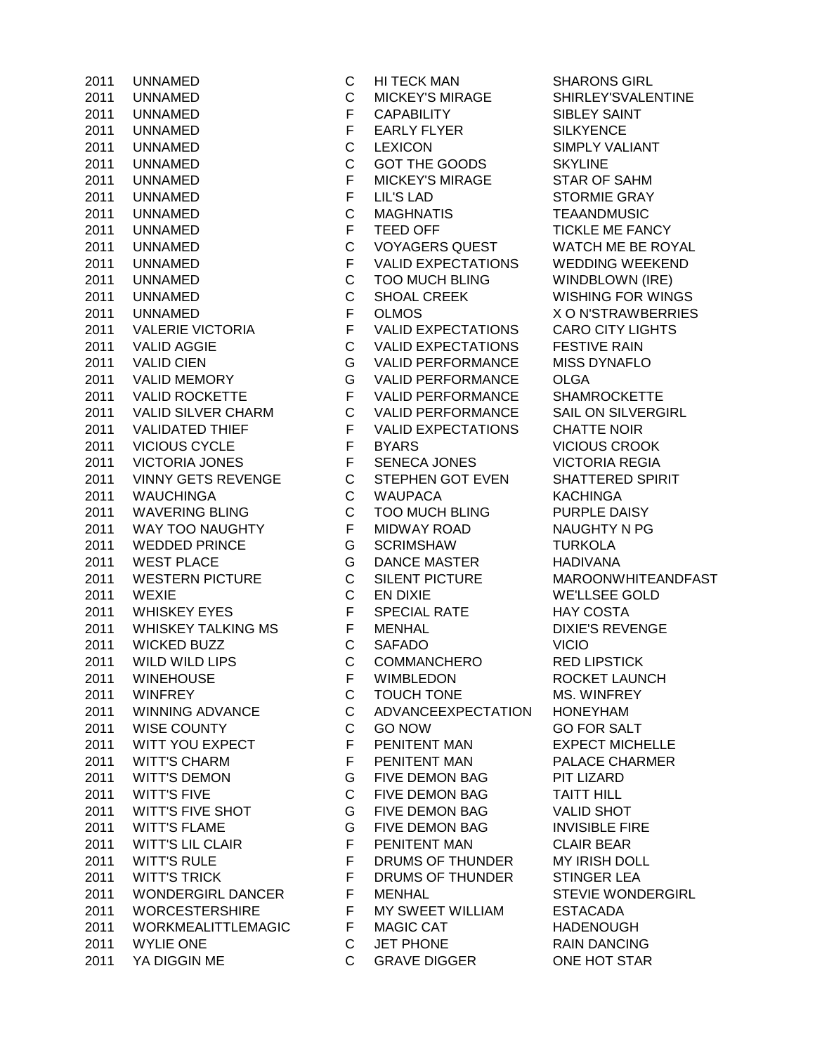| | | | | |
|---|---|---|---|---|
| 2011 | UNNAMED | C | HI TECK MAN | SHARONS GIRL |
| 2011 | UNNAMED | C | MICKEY'S MIRAGE | SHIRLEY'SVALENTINE |
| 2011 | UNNAMED | F | CAPABILITY | SIBLEY SAINT |
| 2011 | UNNAMED | F | EARLY FLYER | SILKYENCE |
| 2011 | UNNAMED | C | LEXICON | SIMPLY VALIANT |
| 2011 | UNNAMED | C | GOT THE GOODS | SKYLINE |
| 2011 | UNNAMED | F | MICKEY'S MIRAGE | STAR OF SAHM |
| 2011 | UNNAMED | F | LIL'S LAD | STORMIE GRAY |
| 2011 | UNNAMED | C | MAGHNATIS | TEAANDMUSIC |
| 2011 | UNNAMED | F | TEED OFF | TICKLE ME FANCY |
| 2011 | UNNAMED | C | VOYAGERS QUEST | WATCH ME BE ROYAL |
| 2011 | UNNAMED | F | VALID EXPECTATIONS | WEDDING WEEKEND |
| 2011 | UNNAMED | C | TOO MUCH BLING | WINDBLOWN (IRE) |
| 2011 | UNNAMED | C | SHOAL CREEK | WISHING FOR WINGS |
| 2011 | UNNAMED | F | OLMOS | X O N'STRAWBERRIES |
| 2011 | VALERIE VICTORIA | F | VALID EXPECTATIONS | CARO CITY LIGHTS |
| 2011 | VALID AGGIE | C | VALID EXPECTATIONS | FESTIVE RAIN |
| 2011 | VALID CIEN | G | VALID PERFORMANCE | MISS DYNAFLO |
| 2011 | VALID MEMORY | G | VALID PERFORMANCE | OLGA |
| 2011 | VALID ROCKETTE | F | VALID PERFORMANCE | SHAMROCKETTE |
| 2011 | VALID SILVER CHARM | C | VALID PERFORMANCE | SAIL ON SILVERGIRL |
| 2011 | VALIDATED THIEF | F | VALID EXPECTATIONS | CHATTE NOIR |
| 2011 | VICIOUS CYCLE | F | BYARS | VICIOUS CROOK |
| 2011 | VICTORIA JONES | F | SENECA JONES | VICTORIA REGIA |
| 2011 | VINNY GETS REVENGE | C | STEPHEN GOT EVEN | SHATTERED SPIRIT |
| 2011 | WAUCHINGA | C | WAUPACA | KACHINGA |
| 2011 | WAVERING BLING | C | TOO MUCH BLING | PURPLE DAISY |
| 2011 | WAY TOO NAUGHTY | F | MIDWAY ROAD | NAUGHTY N PG |
| 2011 | WEDDED PRINCE | G | SCRIMSHAW | TURKOLA |
| 2011 | WEST PLACE | G | DANCE MASTER | HADIVANA |
| 2011 | WESTERN PICTURE | C | SILENT PICTURE | MAROONWHITEANDFAST |
| 2011 | WEXIE | C | EN DIXIE | WE'LLSEE GOLD |
| 2011 | WHISKEY EYES | F | SPECIAL RATE | HAY COSTA |
| 2011 | WHISKEY TALKING MS | F | MENHAL | DIXIE'S REVENGE |
| 2011 | WICKED BUZZ | C | SAFADO | VICIO |
| 2011 | WILD WILD LIPS | C | COMMANCHERO | RED LIPSTICK |
| 2011 | WINEHOUSE | F | WIMBLEDON | ROCKET LAUNCH |
| 2011 | WINFREY | C | TOUCH TONE | MS. WINFREY |
| 2011 | WINNING ADVANCE | C | ADVANCEEXPECTATION | HONEYHAM |
| 2011 | WISE COUNTY | C | GO NOW | GO FOR SALT |
| 2011 | WITT YOU EXPECT | F | PENITENT MAN | EXPECT MICHELLE |
| 2011 | WITT'S CHARM | F | PENITENT MAN | PALACE CHARMER |
| 2011 | WITT'S DEMON | G | FIVE DEMON BAG | PIT LIZARD |
| 2011 | WITT'S FIVE | C | FIVE DEMON BAG | TAITT HILL |
| 2011 | WITT'S FIVE SHOT | G | FIVE DEMON BAG | VALID SHOT |
| 2011 | WITT'S FLAME | G | FIVE DEMON BAG | INVISIBLE FIRE |
| 2011 | WITT'S LIL CLAIR | F | PENITENT MAN | CLAIR BEAR |
| 2011 | WITT'S RULE | F | DRUMS OF THUNDER | MY IRISH DOLL |
| 2011 | WITT'S TRICK | F | DRUMS OF THUNDER | STINGER LEA |
| 2011 | WONDERGIRL DANCER | F | MENHAL | STEVIE WONDERGIRL |
| 2011 | WORCESTERSHIRE | F | MY SWEET WILLIAM | ESTACADA |
| 2011 | WORKMEALITTLEMAGIC | F | MAGIC CAT | HADENOUGH |
| 2011 | WYLIE ONE | C | JET PHONE | RAIN DANCING |
| 2011 | YA DIGGIN ME | C | GRAVE DIGGER | ONE HOT STAR |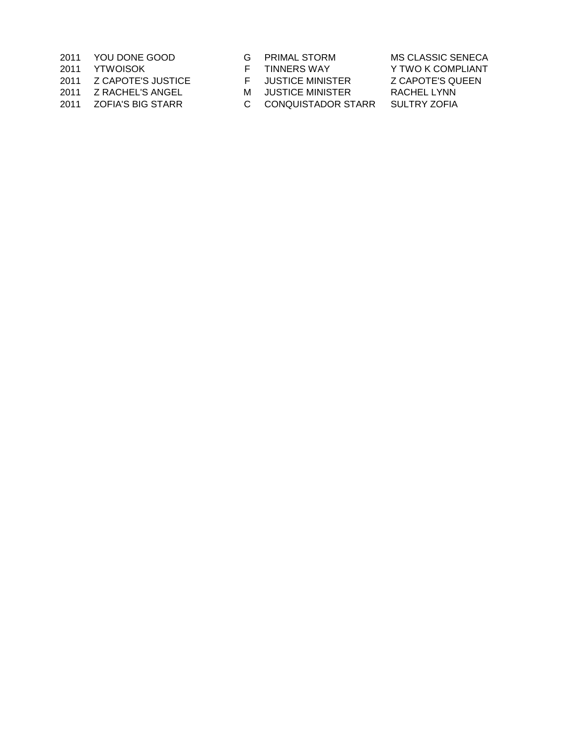| | | | | |
|---|---|---|---|---|
| 2011 | YOU DONE GOOD | G | PRIMAL STORM | MS CLASSIC SENECA |
| 2011 | YTWOISOK | F | TINNERS WAY | Y TWO K COMPLIANT |
| 2011 | Z CAPOTE'S JUSTICE | F | JUSTICE MINISTER | Z CAPOTE'S QUEEN |
| 2011 | Z RACHEL'S ANGEL | M | JUSTICE MINISTER | RACHEL LYNN |
| 2011 | ZOFIA'S BIG STARR | C | CONQUISTADOR STARR | SULTRY ZOFIA |